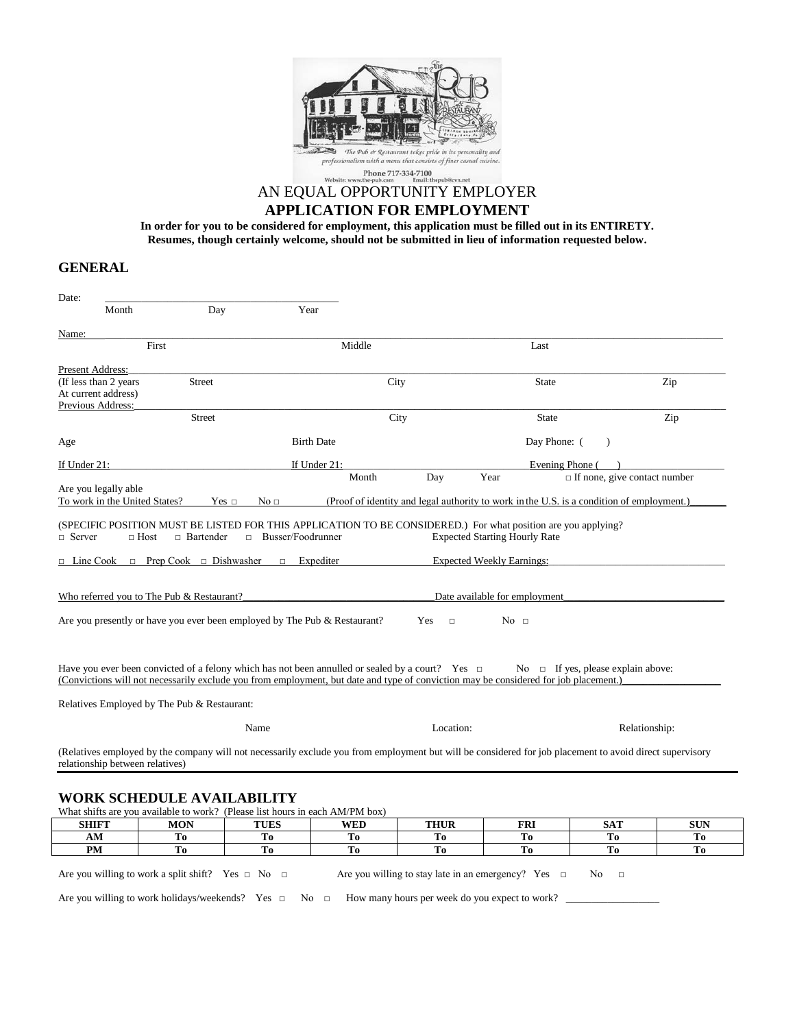The Pub & Restaurant takes pride in its personality and professionalism with a menu that consists of finer casual cuisine.

Phone 717-334-7100
Website: www.the-pub.com Email: thepub@cvn.net

AN EQUAL OPPORTUNITY EMPLOYER

# APPLICATION FOR EMPLOYMENT

**In order for you to be considered for employment, this application must be filled out in its ENTIRETY. Resumes, though certainly welcome, should not be submitted in lieu of information requested below.**

## GENERAL

Date: ____________________________________________
Month Day Year

Name: ____________________________________________
First Middle Last

Present Address: ____________________________________________
(If less than 2 years Street City State Zip
At current address)
Previous Address: ____________________________________________
Street City State Zip

Age Birth Date Day Phone: ( )

If Under 21: ____________ If Under 21: ____________ Evening Phone ( ) ____________
Month Day Year □ If none, give contact number

Are you legally able
To work in the United States? Yes □ No □ (Proof of identity and legal authority to work in the U.S. is a condition of employment.)

(SPECIFIC POSITION MUST BE LISTED FOR THIS APPLICATION TO BE CONSIDERED.) For what position are you applying?

□ Server □ Host □ Bartender □ Busser/Foodrunner Expected Starting Hourly Rate

□ Line Cook □ Prep Cook □ Dishwasher □ Expediter Expected Weekly Earnings: ____________

Who referred you to The Pub & Restaurant? ____________ Date available for employment ____________

Are you presently or have you ever been employed by The Pub & Restaurant? Yes □ No □

Have you ever been convicted of a felony which has not been annulled or sealed by a court? Yes □ No □ If yes, please explain above:
(Convictions will not necessarily exclude you from employment, but date and type of conviction may be considered for job placement.)

Relatives Employed by The Pub & Restaurant:

Name Location: Relationship:

(Relatives employed by the company will not necessarily exclude you from employment but will be considered for job placement to avoid direct supervisory relationship between relatives)

## WORK SCHEDULE AVAILABILITY

What shifts are you available to work? (Please list hours in each AM/PM box)

| SHIFT | MON | TUES | WED | THUR | FRI | SAT | SUN |
|---|---|---|---|---|---|---|---|
| AM | To | To | To | To | To | To | To |
| PM | To | To | To | To | To | To | To |

Are you willing to work a split shift? Yes □ No □ Are you willing to stay late in an emergency? Yes □ No □

Are you willing to work holidays/weekends? Yes □ No □ How many hours per week do you expect to work? ____________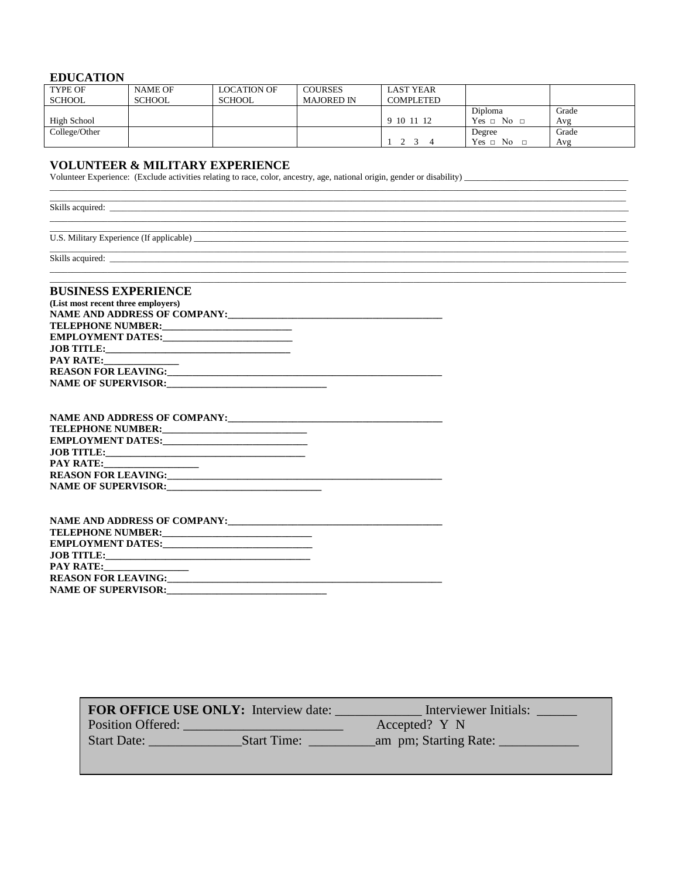## EDUCATION

| TYPE OF SCHOOL | NAME OF SCHOOL | LOCATION OF SCHOOL | COURSES MAJORED IN | LAST YEAR COMPLETED | | |
|---|---|---|---|---|---|---|
| High School | | | | 9 10 11 12 | Diploma Yes □ No □ | Grade Avg |
| College/Other | | | | 1 2 3 4 | Degree Yes □ No □ | Grade Avg |

## VOLUNTEER & MILITARY EXPERIENCE

Volunteer Experience: (Exclude activities relating to race, color, ancestry, age, national origin, gender or disability) ___________________________________

______________________________________________________________________________________________________________

______________________________________________________________________________________________________________

Skills acquired: ______________________________________________________________________________________________

______________________________________________________________________________________________________________

______________________________________________________________________________________________________________

U.S. Military Experience (If applicable) ______________________________________________________________________

______________________________________________________________________________________________________________

Skills acquired: ______________________________________________________________________________________________

______________________________________________________________________________________________________________

______________________________________________________________________________________________________________

## BUSINESS EXPERIENCE

**(List most recent three employers)**

**NAME AND ADDRESS OF COMPANY:**____________________________________________

**TELEPHONE NUMBER:**_________________________

**EMPLOYMENT DATES:**_________________________

**JOB TITLE:**_____________________________________

**PAY RATE:**______________

**REASON FOR LEAVING:**_________________________________________________________

**NAME OF SUPERVISOR:**________________________________

**NAME AND ADDRESS OF COMPANY:**____________________________________________

**TELEPHONE NUMBER:**____________________________

**EMPLOYMENT DATES:**____________________________

**JOB TITLE:**________________________________________

**PAY RATE:**__________________

**REASON FOR LEAVING:**_________________________________________________________

**NAME OF SUPERVISOR:**_______________________________

**NAME AND ADDRESS OF COMPANY:**____________________________________________

**TELEPHONE NUMBER:**_____________________________

**EMPLOYMENT DATES:**_____________________________

**JOB TITLE:**_________________________________________

**PAY RATE:**________________

**REASON FOR LEAVING:**_________________________________________________________

**NAME OF SUPERVISOR:**________________________________

**FOR OFFICE USE ONLY:** Interview date: _____________ Interviewer Initials: ______
Position Offered: ________________________ Accepted? Y N
Start Date: ______________Start Time: __________am pm; Starting Rate: ____________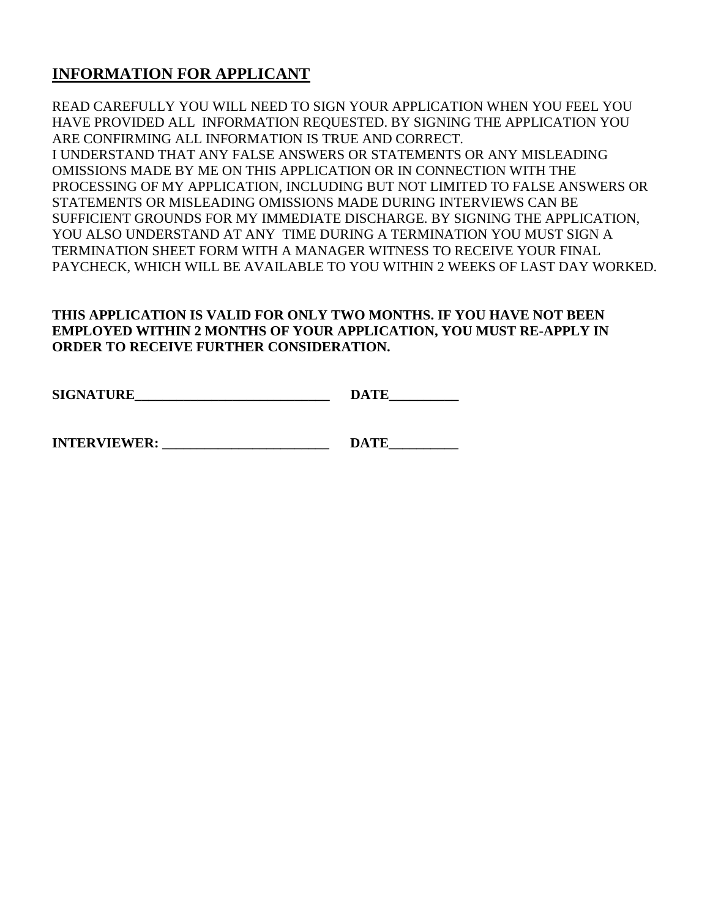## INFORMATION FOR APPLICANT

READ CAREFULLY YOU WILL NEED TO SIGN YOUR APPLICATION WHEN YOU FEEL YOU HAVE PROVIDED ALL INFORMATION REQUESTED. BY SIGNING THE APPLICATION YOU ARE CONFIRMING ALL INFORMATION IS TRUE AND CORRECT.
I UNDERSTAND THAT ANY FALSE ANSWERS OR STATEMENTS OR ANY MISLEADING OMISSIONS MADE BY ME ON THIS APPLICATION OR IN CONNECTION WITH THE PROCESSING OF MY APPLICATION, INCLUDING BUT NOT LIMITED TO FALSE ANSWERS OR STATEMENTS OR MISLEADING OMISSIONS MADE DURING INTERVIEWS CAN BE SUFFICIENT GROUNDS FOR MY IMMEDIATE DISCHARGE. BY SIGNING THE APPLICATION, YOU ALSO UNDERSTAND AT ANY TIME DURING A TERMINATION YOU MUST SIGN A TERMINATION SHEET FORM WITH A MANAGER WITNESS TO RECEIVE YOUR FINAL PAYCHECK, WHICH WILL BE AVAILABLE TO YOU WITHIN 2 WEEKS OF LAST DAY WORKED.

**THIS APPLICATION IS VALID FOR ONLY TWO MONTHS. IF YOU HAVE NOT BEEN EMPLOYED WITHIN 2 MONTHS OF YOUR APPLICATION, YOU MUST RE-APPLY IN ORDER TO RECEIVE FURTHER CONSIDERATION.**

**SIGNATURE____________________________ DATE__________**

**INTERVIEWER: ________________________ DATE__________**